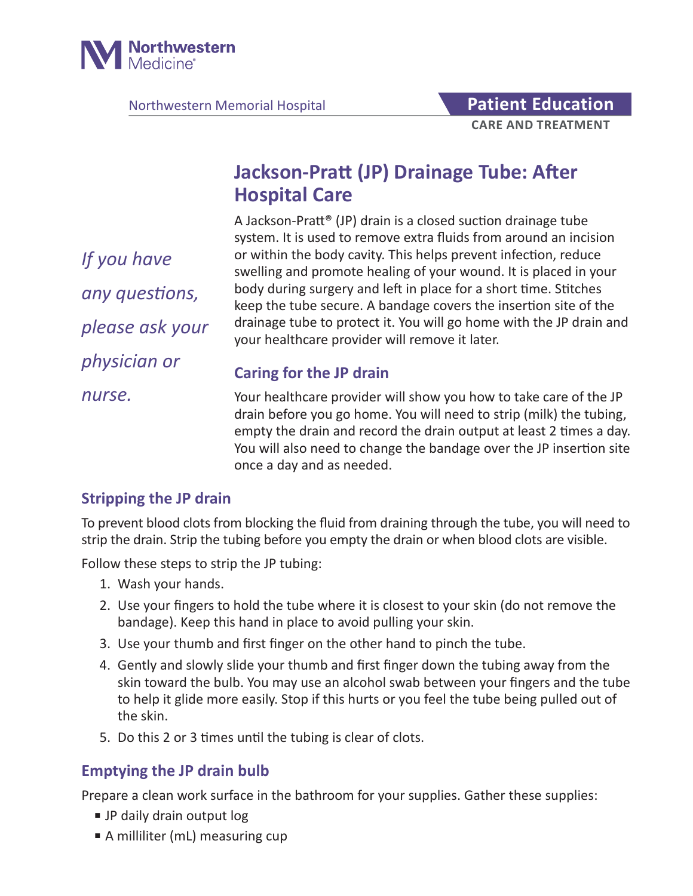Northwestern Medicine

Northwestern Memorial Hospital

**Patient Education**

**CARE AND TREATMENT**

# Jackson-Pratt (JP) Drainage Tube: After Hospital Care

*If you have any questions, please ask your physician or nurse.*

A Jackson-Pratt® (JP) drain is a closed suction drainage tube system. It is used to remove extra fluids from around an incision or within the body cavity. This helps prevent infection, reduce swelling and promote healing of your wound. It is placed in your body during surgery and left in place for a short time. Stitches keep the tube secure. A bandage covers the insertion site of the drainage tube to protect it. You will go home with the JP drain and your healthcare provider will remove it later.

## Caring for the JP drain

Your healthcare provider will show you how to take care of the JP drain before you go home. You will need to strip (milk) the tubing, empty the drain and record the drain output at least 2 times a day. You will also need to change the bandage over the JP insertion site once a day and as needed.

## Stripping the JP drain

To prevent blood clots from blocking the fluid from draining through the tube, you will need to strip the drain. Strip the tubing before you empty the drain or when blood clots are visible.

Follow these steps to strip the JP tubing:

1. Wash your hands.
2. Use your fingers to hold the tube where it is closest to your skin (do not remove the bandage). Keep this hand in place to avoid pulling your skin.
3. Use your thumb and first finger on the other hand to pinch the tube.
4. Gently and slowly slide your thumb and first finger down the tubing away from the skin toward the bulb. You may use an alcohol swab between your fingers and the tube to help it glide more easily. Stop if this hurts or you feel the tube being pulled out of the skin.
5. Do this 2 or 3 times until the tubing is clear of clots.

## Emptying the JP drain bulb

Prepare a clean work surface in the bathroom for your supplies. Gather these supplies:

- JP daily drain output log
- A milliliter (mL) measuring cup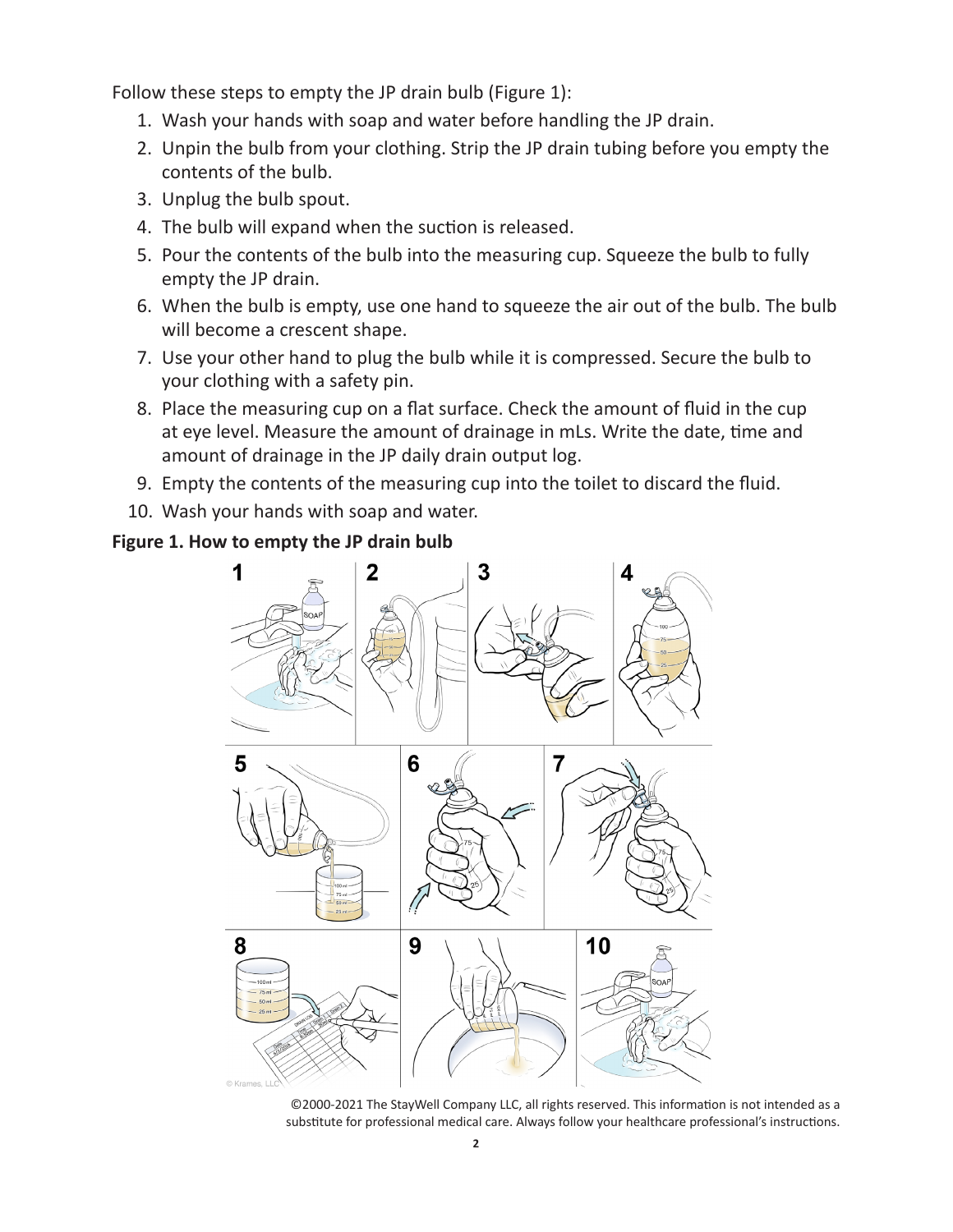Follow these steps to empty the JP drain bulb (Figure 1):

1. Wash your hands with soap and water before handling the JP drain.
2. Unpin the bulb from your clothing. Strip the JP drain tubing before you empty the contents of the bulb.
3. Unplug the bulb spout.
4. The bulb will expand when the suction is released.
5. Pour the contents of the bulb into the measuring cup. Squeeze the bulb to fully empty the JP drain.
6. When the bulb is empty, use one hand to squeeze the air out of the bulb. The bulb will become a crescent shape.
7. Use your other hand to plug the bulb while it is compressed. Secure the bulb to your clothing with a safety pin.
8. Place the measuring cup on a flat surface. Check the amount of fluid in the cup at eye level. Measure the amount of drainage in mLs. Write the date, time and amount of drainage in the JP daily drain output log.
9. Empty the contents of the measuring cup into the toilet to discard the fluid.
10. Wash your hands with soap and water.

**Figure 1. How to empty the JP drain bulb**

©2000-2021 The StayWell Company LLC, all rights reserved. This information is not intended as a substitute for professional medical care. Always follow your healthcare professional's instructions.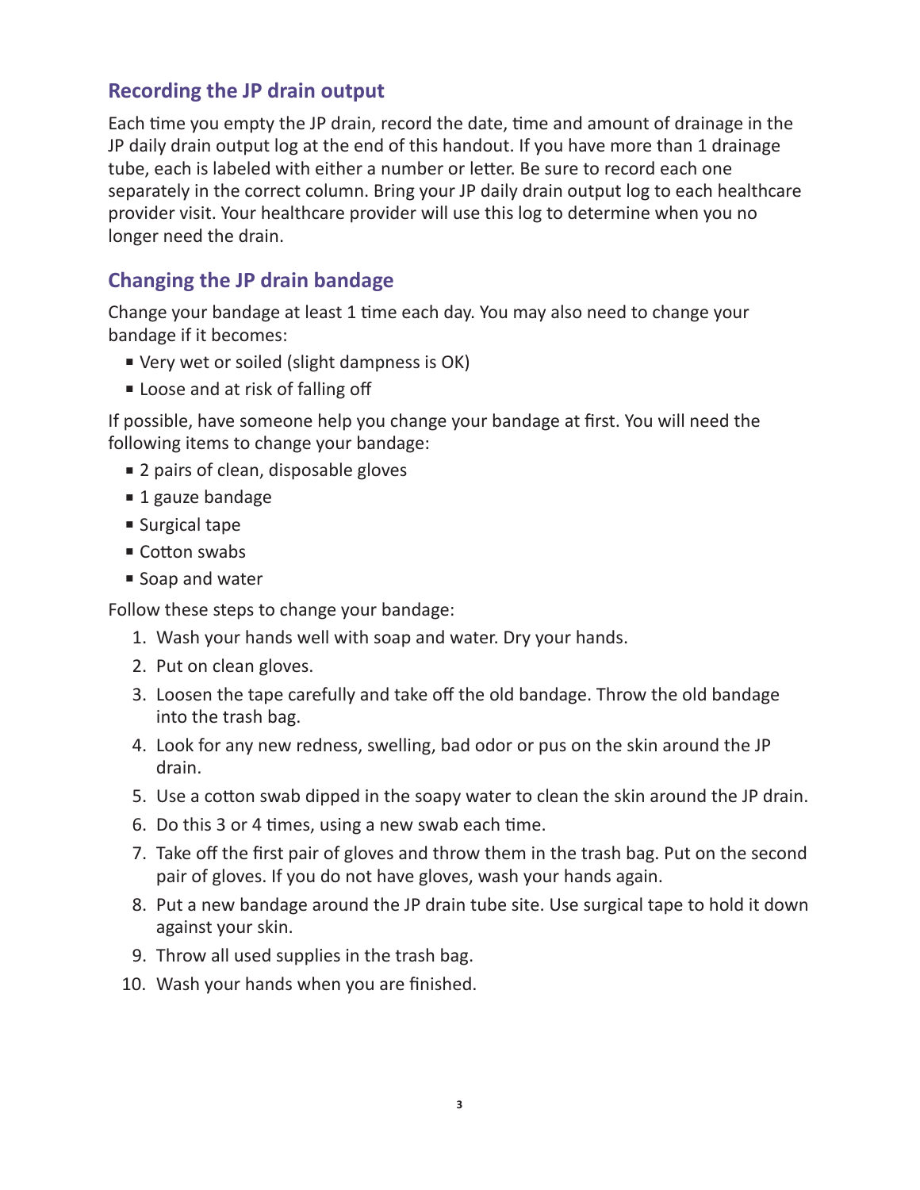## Recording the JP drain output

Each time you empty the JP drain, record the date, time and amount of drainage in the JP daily drain output log at the end of this handout. If you have more than 1 drainage tube, each is labeled with either a number or letter. Be sure to record each one separately in the correct column. Bring your JP daily drain output log to each healthcare provider visit. Your healthcare provider will use this log to determine when you no longer need the drain.

## Changing the JP drain bandage

Change your bandage at least 1 time each day. You may also need to change your bandage if it becomes:

- Very wet or soiled (slight dampness is OK)
- Loose and at risk of falling off

If possible, have someone help you change your bandage at first. You will need the following items to change your bandage:

- 2 pairs of clean, disposable gloves
- 1 gauze bandage
- Surgical tape
- Cotton swabs
- Soap and water

Follow these steps to change your bandage:

1. Wash your hands well with soap and water. Dry your hands.
2. Put on clean gloves.
3. Loosen the tape carefully and take off the old bandage. Throw the old bandage into the trash bag.
4. Look for any new redness, swelling, bad odor or pus on the skin around the JP drain.
5. Use a cotton swab dipped in the soapy water to clean the skin around the JP drain.
6. Do this 3 or 4 times, using a new swab each time.
7. Take off the first pair of gloves and throw them in the trash bag. Put on the second pair of gloves. If you do not have gloves, wash your hands again.
8. Put a new bandage around the JP drain tube site. Use surgical tape to hold it down against your skin.
9. Throw all used supplies in the trash bag.
10. Wash your hands when you are finished.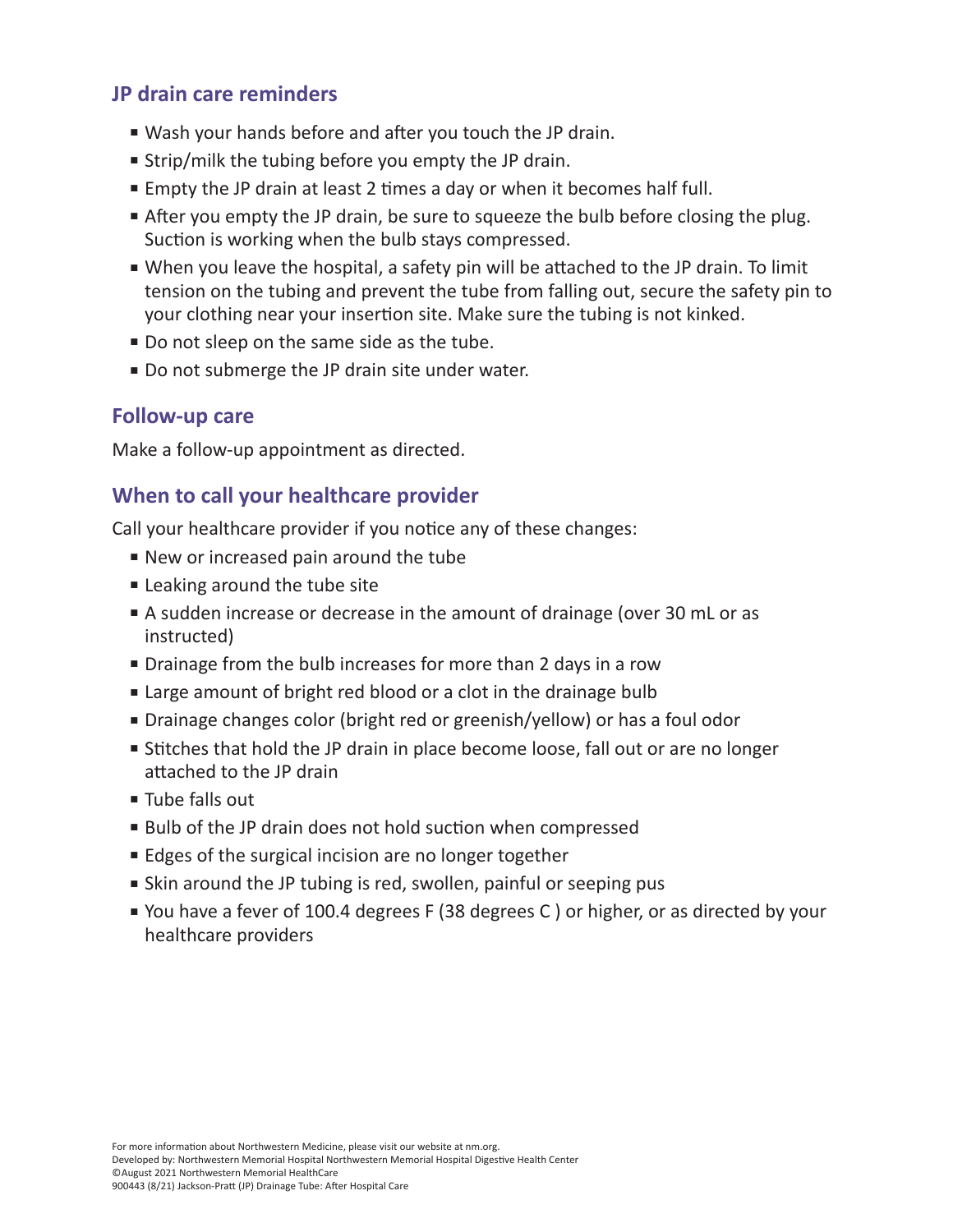## JP drain care reminders

- Wash your hands before and after you touch the JP drain.
- Strip/milk the tubing before you empty the JP drain.
- Empty the JP drain at least 2 times a day or when it becomes half full.
- After you empty the JP drain, be sure to squeeze the bulb before closing the plug. Suction is working when the bulb stays compressed.
- When you leave the hospital, a safety pin will be attached to the JP drain. To limit tension on the tubing and prevent the tube from falling out, secure the safety pin to your clothing near your insertion site. Make sure the tubing is not kinked.
- Do not sleep on the same side as the tube.
- Do not submerge the JP drain site under water.

## Follow-up care

Make a follow-up appointment as directed.

## When to call your healthcare provider

Call your healthcare provider if you notice any of these changes:

- New or increased pain around the tube
- Leaking around the tube site
- A sudden increase or decrease in the amount of drainage (over 30 mL or as instructed)
- Drainage from the bulb increases for more than 2 days in a row
- Large amount of bright red blood or a clot in the drainage bulb
- Drainage changes color (bright red or greenish/yellow) or has a foul odor
- Stitches that hold the JP drain in place become loose, fall out or are no longer attached to the JP drain
- Tube falls out
- Bulb of the JP drain does not hold suction when compressed
- Edges of the surgical incision are no longer together
- Skin around the JP tubing is red, swollen, painful or seeping pus
- You have a fever of 100.4 degrees F (38 degrees C ) or higher, or as directed by your healthcare providers

For more information about Northwestern Medicine, please visit our website at nm.org.
Developed by: Northwestern Memorial Hospital Northwestern Memorial Hospital Digestive Health Center
©August 2021 Northwestern Memorial HealthCare
900443 (8/21) Jackson-Pratt (JP) Drainage Tube: After Hospital Care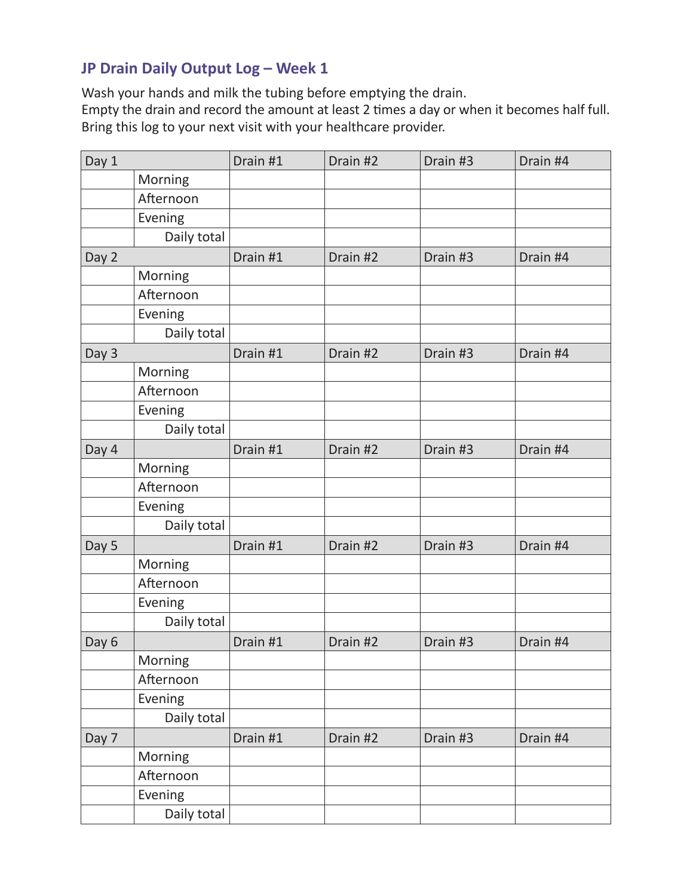## JP Drain Daily Output Log – Week 1

Wash your hands and milk the tubing before emptying the drain.
Empty the drain and record the amount at least 2 times a day or when it becomes half full.
Bring this log to your next visit with your healthcare provider.

| Day 1 | | Drain #1 | Drain #2 | Drain #3 | Drain #4 |
|---|---|---|---|---|---|
| | Morning | | | | |
| | Afternoon | | | | |
| | Evening | | | | |
| | Daily total | | | | |
| Day 2 | | Drain #1 | Drain #2 | Drain #3 | Drain #4 |
| | Morning | | | | |
| | Afternoon | | | | |
| | Evening | | | | |
| | Daily total | | | | |
| Day 3 | | Drain #1 | Drain #2 | Drain #3 | Drain #4 |
| | Morning | | | | |
| | Afternoon | | | | |
| | Evening | | | | |
| | Daily total | | | | |
| Day 4 | | Drain #1 | Drain #2 | Drain #3 | Drain #4 |
| | Morning | | | | |
| | Afternoon | | | | |
| | Evening | | | | |
| | Daily total | | | | |
| Day 5 | | Drain #1 | Drain #2 | Drain #3 | Drain #4 |
| | Morning | | | | |
| | Afternoon | | | | |
| | Evening | | | | |
| | Daily total | | | | |
| Day 6 | | Drain #1 | Drain #2 | Drain #3 | Drain #4 |
| | Morning | | | | |
| | Afternoon | | | | |
| | Evening | | | | |
| | Daily total | | | | |
| Day 7 | | Drain #1 | Drain #2 | Drain #3 | Drain #4 |
| | Morning | | | | |
| | Afternoon | | | | |
| | Evening | | | | |
| | Daily total | | | | |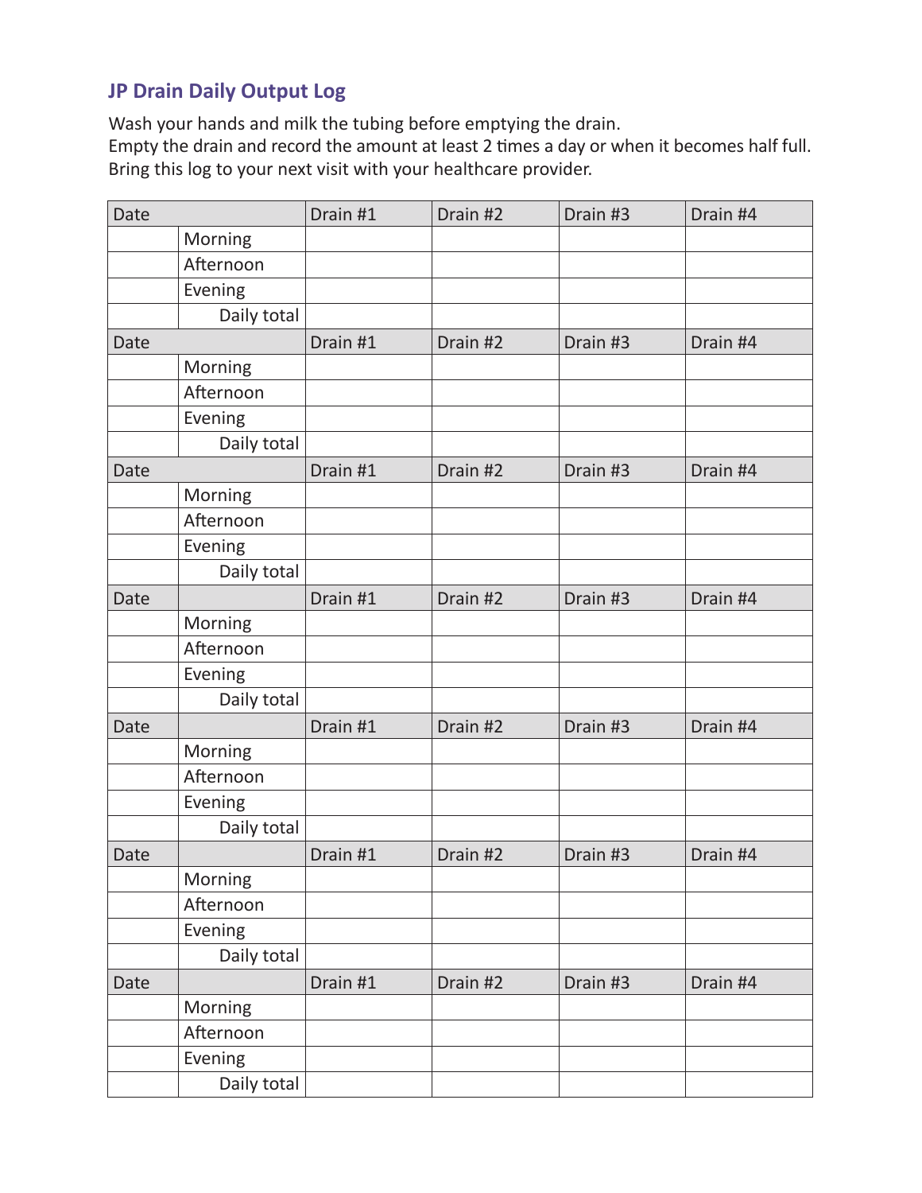## JP Drain Daily Output Log

Wash your hands and milk the tubing before emptying the drain.
Empty the drain and record the amount at least 2 times a day or when it becomes half full.
Bring this log to your next visit with your healthcare provider.

| Date | | Drain #1 | Drain #2 | Drain #3 | Drain #4 |
|---|---|---|---|---|---|
| | Morning | | | | |
| | Afternoon | | | | |
| | Evening | | | | |
| | Daily total | | | | |
| Date | | Drain #1 | Drain #2 | Drain #3 | Drain #4 |
| | Morning | | | | |
| | Afternoon | | | | |
| | Evening | | | | |
| | Daily total | | | | |
| Date | | Drain #1 | Drain #2 | Drain #3 | Drain #4 |
| | Morning | | | | |
| | Afternoon | | | | |
| | Evening | | | | |
| | Daily total | | | | |
| Date | | Drain #1 | Drain #2 | Drain #3 | Drain #4 |
| | Morning | | | | |
| | Afternoon | | | | |
| | Evening | | | | |
| | Daily total | | | | |
| Date | | Drain #1 | Drain #2 | Drain #3 | Drain #4 |
| | Morning | | | | |
| | Afternoon | | | | |
| | Evening | | | | |
| | Daily total | | | | |
| Date | | Drain #1 | Drain #2 | Drain #3 | Drain #4 |
| | Morning | | | | |
| | Afternoon | | | | |
| | Evening | | | | |
| | Daily total | | | | |
| Date | | Drain #1 | Drain #2 | Drain #3 | Drain #4 |
| | Morning | | | | |
| | Afternoon | | | | |
| | Evening | | | | |
| | Daily total | | | | |